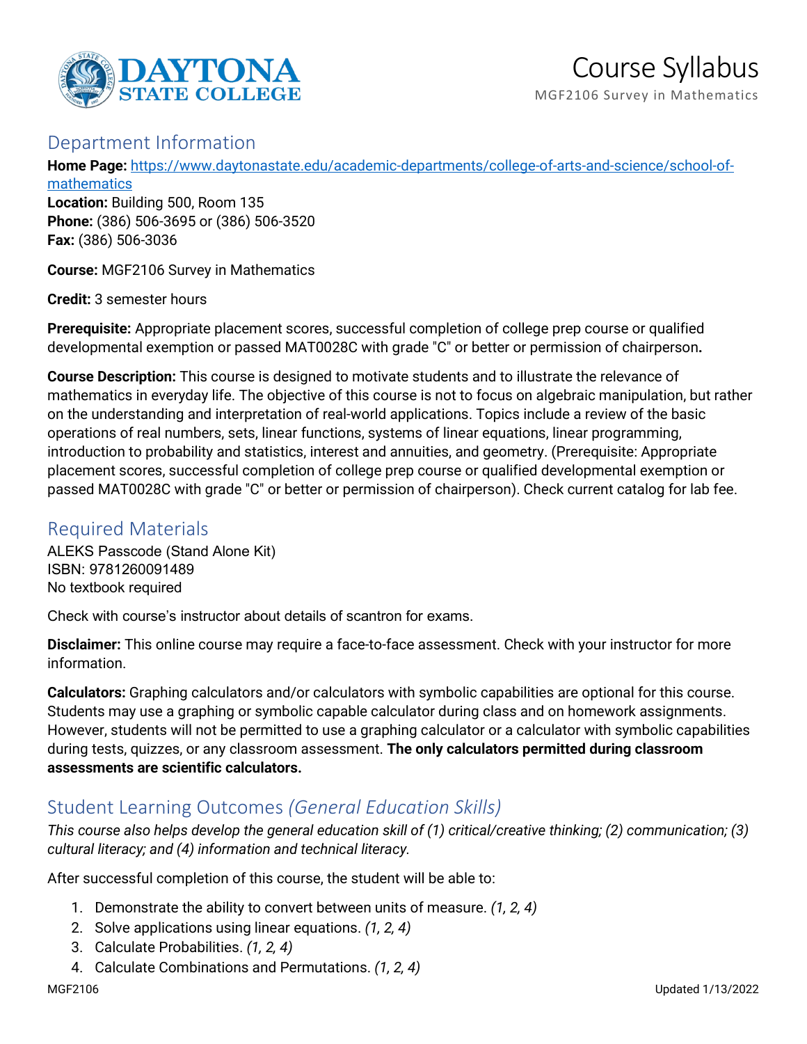# Course Syllabus

MGF2106 Survey in Mathematics

## Department Information

**Home Page:** [https://www.daytonastate.edu/academic-departments/college-of-arts-and-science/school-of-mathematics](https://www.daytonastate.edu/academic-departments/college-of-arts-and-science/school-of-mathematics)
**Location:** Building 500, Room 135
**Phone:** (386) 506-3695 or (386) 506-3520
**Fax:** (386) 506-3036

**Course:** MGF2106 Survey in Mathematics

**Credit:** 3 semester hours

**Prerequisite:** Appropriate placement scores, successful completion of college prep course or qualified developmental exemption or passed MAT0028C with grade "C" or better or permission of chairperson**.**

**Course Description:** This course is designed to motivate students and to illustrate the relevance of mathematics in everyday life. The objective of this course is not to focus on algebraic manipulation, but rather on the understanding and interpretation of real-world applications. Topics include a review of the basic operations of real numbers, sets, linear functions, systems of linear equations, linear programming, introduction to probability and statistics, interest and annuities, and geometry. (Prerequisite: Appropriate placement scores, successful completion of college prep course or qualified developmental exemption or passed MAT0028C with grade "C" or better or permission of chairperson). Check current catalog for lab fee.

## Required Materials

ALEKS Passcode (Stand Alone Kit)
ISBN: 9781260091489
No textbook required

Check with course's instructor about details of scantron for exams.

**Disclaimer:** This online course may require a face-to-face assessment. Check with your instructor for more information.

**Calculators:** Graphing calculators and/or calculators with symbolic capabilities are optional for this course. Students may use a graphing or symbolic capable calculator during class and on homework assignments. However, students will not be permitted to use a graphing calculator or a calculator with symbolic capabilities during tests, quizzes, or any classroom assessment. **The only calculators permitted during classroom assessments are scientific calculators.**

## Student Learning Outcomes *(General Education Skills)*

*This course also helps develop the general education skill of (1) critical/creative thinking; (2) communication; (3) cultural literacy; and (4) information and technical literacy.*

After successful completion of this course, the student will be able to:

1. Demonstrate the ability to convert between units of measure. *(1, 2, 4)*
2. Solve applications using linear equations. *(1, 2, 4)*
3. Calculate Probabilities. *(1, 2, 4)*
4. Calculate Combinations and Permutations. *(1, 2, 4)*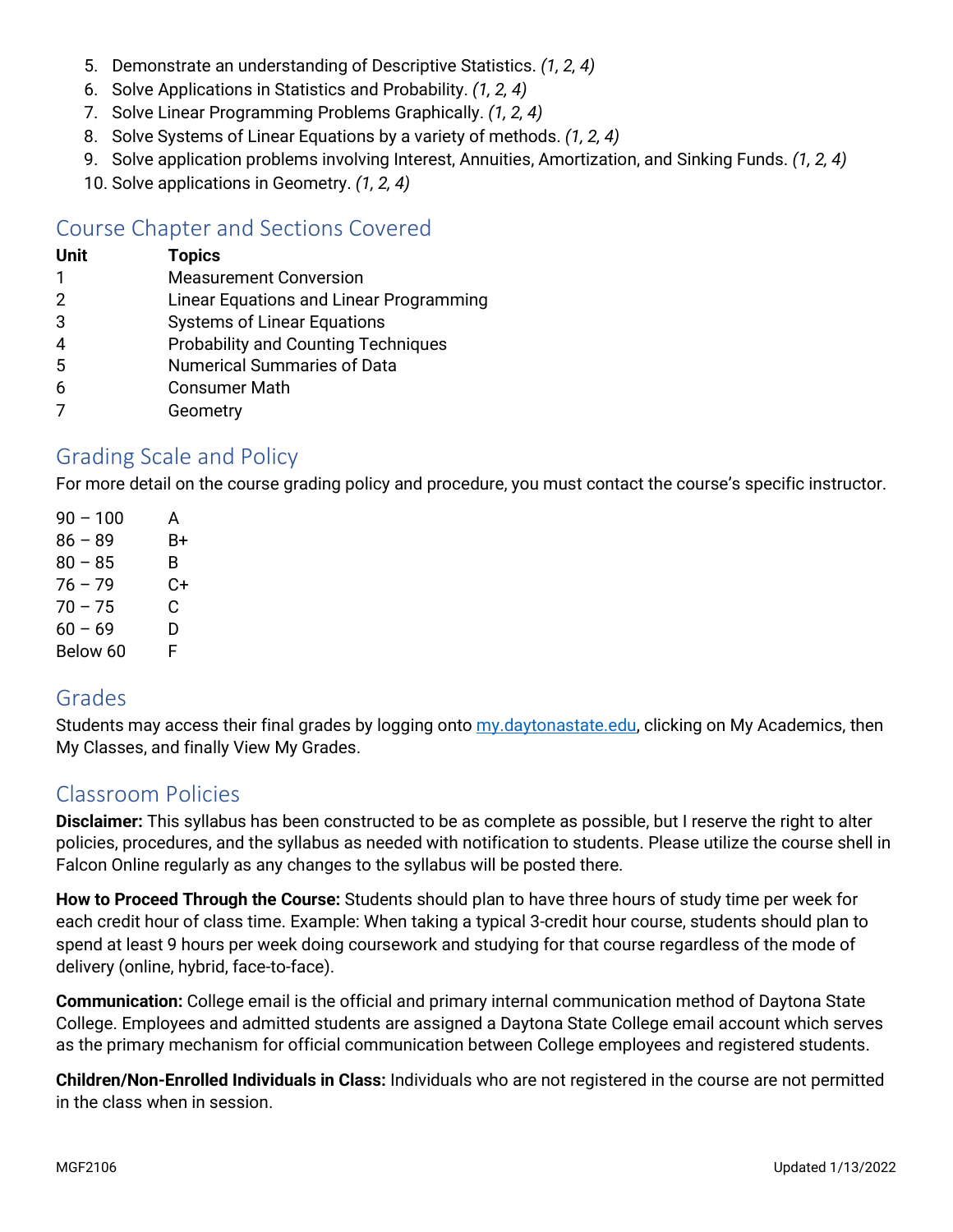5. Demonstrate an understanding of Descriptive Statistics. *(1, 2, 4)*
6. Solve Applications in Statistics and Probability. *(1, 2, 4)*
7. Solve Linear Programming Problems Graphically. *(1, 2, 4)*
8. Solve Systems of Linear Equations by a variety of methods. *(1, 2, 4)*
9. Solve application problems involving Interest, Annuities, Amortization, and Sinking Funds. *(1, 2, 4)*
10. Solve applications in Geometry. *(1, 2, 4)*

## Course Chapter and Sections Covered

| Unit | Topics |
|---|---|
| 1 | Measurement Conversion |
| 2 | Linear Equations and Linear Programming |
| 3 | Systems of Linear Equations |
| 4 | Probability and Counting Techniques |
| 5 | Numerical Summaries of Data |
| 6 | Consumer Math |
| 7 | Geometry |

## Grading Scale and Policy

For more detail on the course grading policy and procedure, you must contact the course's specific instructor.

| | |
|---|---|
| 90 – 100 | A |
| 86 – 89 | B+ |
| 80 – 85 | B |
| 76 – 79 | C+ |
| 70 – 75 | C |
| 60 – 69 | D |
| Below 60 | F |

## Grades

Students may access their final grades by logging onto my.daytonastate.edu, clicking on My Academics, then My Classes, and finally View My Grades.

## Classroom Policies

**Disclaimer:** This syllabus has been constructed to be as complete as possible, but I reserve the right to alter policies, procedures, and the syllabus as needed with notification to students. Please utilize the course shell in Falcon Online regularly as any changes to the syllabus will be posted there.

**How to Proceed Through the Course:** Students should plan to have three hours of study time per week for each credit hour of class time. Example: When taking a typical 3-credit hour course, students should plan to spend at least 9 hours per week doing coursework and studying for that course regardless of the mode of delivery (online, hybrid, face-to-face).

**Communication:** College email is the official and primary internal communication method of Daytona State College. Employees and admitted students are assigned a Daytona State College email account which serves as the primary mechanism for official communication between College employees and registered students.

**Children/Non-Enrolled Individuals in Class:** Individuals who are not registered in the course are not permitted in the class when in session.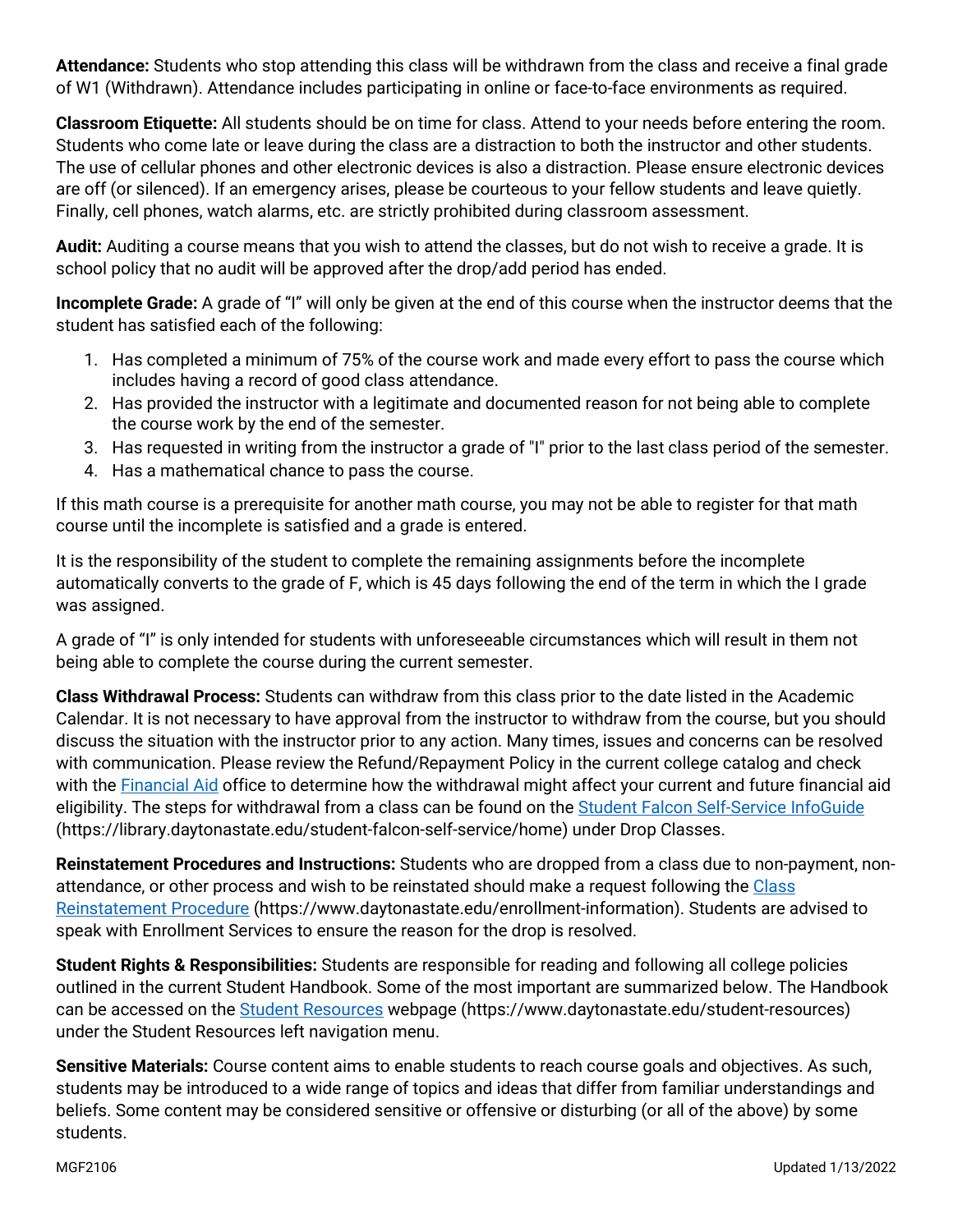**Attendance:** Students who stop attending this class will be withdrawn from the class and receive a final grade of W1 (Withdrawn). Attendance includes participating in online or face-to-face environments as required.

**Classroom Etiquette:** All students should be on time for class. Attend to your needs before entering the room. Students who come late or leave during the class are a distraction to both the instructor and other students. The use of cellular phones and other electronic devices is also a distraction. Please ensure electronic devices are off (or silenced). If an emergency arises, please be courteous to your fellow students and leave quietly. Finally, cell phones, watch alarms, etc. are strictly prohibited during classroom assessment.

**Audit:** Auditing a course means that you wish to attend the classes, but do not wish to receive a grade. It is school policy that no audit will be approved after the drop/add period has ended.

**Incomplete Grade:** A grade of "I" will only be given at the end of this course when the instructor deems that the student has satisfied each of the following:

1. Has completed a minimum of 75% of the course work and made every effort to pass the course which includes having a record of good class attendance.
2. Has provided the instructor with a legitimate and documented reason for not being able to complete the course work by the end of the semester.
3. Has requested in writing from the instructor a grade of "I" prior to the last class period of the semester.
4. Has a mathematical chance to pass the course.

If this math course is a prerequisite for another math course, you may not be able to register for that math course until the incomplete is satisfied and a grade is entered.

It is the responsibility of the student to complete the remaining assignments before the incomplete automatically converts to the grade of F, which is 45 days following the end of the term in which the I grade was assigned.

A grade of "I" is only intended for students with unforeseeable circumstances which will result in them not being able to complete the course during the current semester.

**Class Withdrawal Process:** Students can withdraw from this class prior to the date listed in the Academic Calendar. It is not necessary to have approval from the instructor to withdraw from the course, but you should discuss the situation with the instructor prior to any action. Many times, issues and concerns can be resolved with communication. Please review the Refund/Repayment Policy in the current college catalog and check with the [Financial Aid](https://www.daytonastate.edu) office to determine how the withdrawal might affect your current and future financial aid eligibility. The steps for withdrawal from a class can be found on the [Student Falcon Self-Service InfoGuide](https://library.daytonastate.edu/student-falcon-self-service/home) (https://library.daytonastate.edu/student-falcon-self-service/home) under Drop Classes.

**Reinstatement Procedures and Instructions:** Students who are dropped from a class due to non-payment, non-attendance, or other process and wish to be reinstated should make a request following the [Class Reinstatement Procedure](https://www.daytonastate.edu/enrollment-information) (https://www.daytonastate.edu/enrollment-information). Students are advised to speak with Enrollment Services to ensure the reason for the drop is resolved.

**Student Rights & Responsibilities:** Students are responsible for reading and following all college policies outlined in the current Student Handbook. Some of the most important are summarized below. The Handbook can be accessed on the [Student Resources](https://www.daytonastate.edu/student-resources) webpage (https://www.daytonastate.edu/student-resources) under the Student Resources left navigation menu.

**Sensitive Materials:** Course content aims to enable students to reach course goals and objectives. As such, students may be introduced to a wide range of topics and ideas that differ from familiar understandings and beliefs. Some content may be considered sensitive or offensive or disturbing (or all of the above) by some students.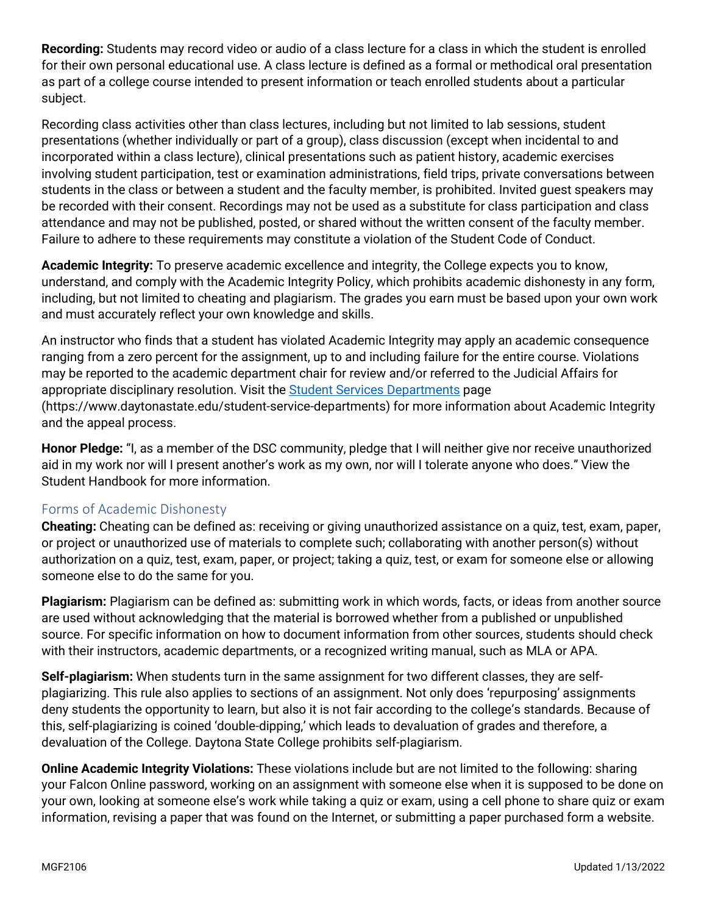**Recording:** Students may record video or audio of a class lecture for a class in which the student is enrolled for their own personal educational use. A class lecture is defined as a formal or methodical oral presentation as part of a college course intended to present information or teach enrolled students about a particular subject.

Recording class activities other than class lectures, including but not limited to lab sessions, student presentations (whether individually or part of a group), class discussion (except when incidental to and incorporated within a class lecture), clinical presentations such as patient history, academic exercises involving student participation, test or examination administrations, field trips, private conversations between students in the class or between a student and the faculty member, is prohibited. Invited guest speakers may be recorded with their consent. Recordings may not be used as a substitute for class participation and class attendance and may not be published, posted, or shared without the written consent of the faculty member. Failure to adhere to these requirements may constitute a violation of the Student Code of Conduct.

**Academic Integrity:** To preserve academic excellence and integrity, the College expects you to know, understand, and comply with the Academic Integrity Policy, which prohibits academic dishonesty in any form, including, but not limited to cheating and plagiarism. The grades you earn must be based upon your own work and must accurately reflect your own knowledge and skills.

An instructor who finds that a student has violated Academic Integrity may apply an academic consequence ranging from a zero percent for the assignment, up to and including failure for the entire course. Violations may be reported to the academic department chair for review and/or referred to the Judicial Affairs for appropriate disciplinary resolution. Visit the [Student Services Departments](https://www.daytonastate.edu/student-service-departments) page (https://www.daytonastate.edu/student-service-departments) for more information about Academic Integrity and the appeal process.

**Honor Pledge:** "I, as a member of the DSC community, pledge that I will neither give nor receive unauthorized aid in my work nor will I present another's work as my own, nor will I tolerate anyone who does." View the Student Handbook for more information.

## Forms of Academic Dishonesty

**Cheating:** Cheating can be defined as: receiving or giving unauthorized assistance on a quiz, test, exam, paper, or project or unauthorized use of materials to complete such; collaborating with another person(s) without authorization on a quiz, test, exam, paper, or project; taking a quiz, test, or exam for someone else or allowing someone else to do the same for you.

**Plagiarism:** Plagiarism can be defined as: submitting work in which words, facts, or ideas from another source are used without acknowledging that the material is borrowed whether from a published or unpublished source. For specific information on how to document information from other sources, students should check with their instructors, academic departments, or a recognized writing manual, such as MLA or APA.

**Self-plagiarism:** When students turn in the same assignment for two different classes, they are self-plagiarizing. This rule also applies to sections of an assignment. Not only does 'repurposing' assignments deny students the opportunity to learn, but also it is not fair according to the college's standards. Because of this, self-plagiarizing is coined 'double-dipping,' which leads to devaluation of grades and therefore, a devaluation of the College. Daytona State College prohibits self-plagiarism.

**Online Academic Integrity Violations:** These violations include but are not limited to the following: sharing your Falcon Online password, working on an assignment with someone else when it is supposed to be done on your own, looking at someone else's work while taking a quiz or exam, using a cell phone to share quiz or exam information, revising a paper that was found on the Internet, or submitting a paper purchased form a website.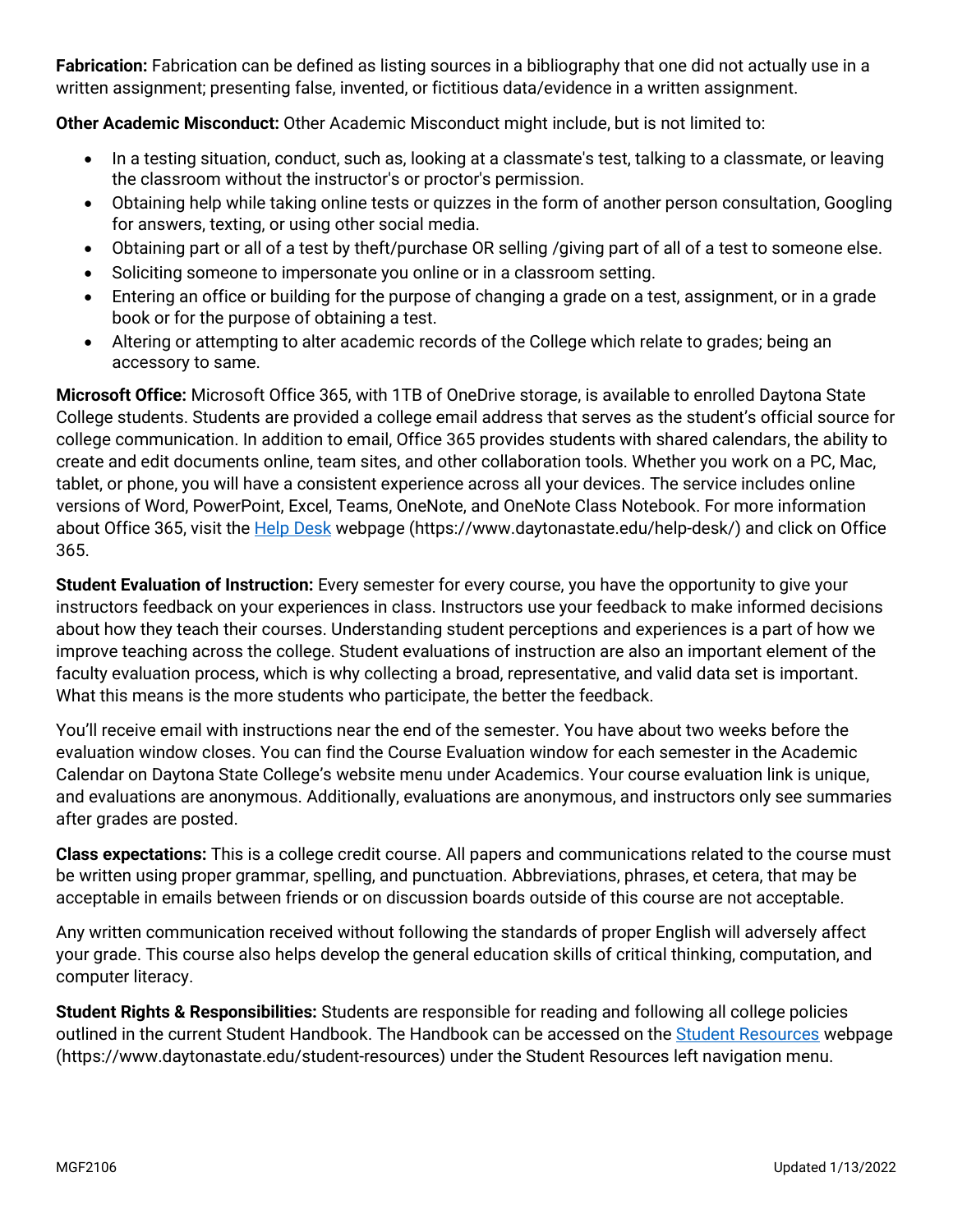**Fabrication:** Fabrication can be defined as listing sources in a bibliography that one did not actually use in a written assignment; presenting false, invented, or fictitious data/evidence in a written assignment.

**Other Academic Misconduct:** Other Academic Misconduct might include, but is not limited to:

- In a testing situation, conduct, such as, looking at a classmate's test, talking to a classmate, or leaving the classroom without the instructor's or proctor's permission.
- Obtaining help while taking online tests or quizzes in the form of another person consultation, Googling for answers, texting, or using other social media.
- Obtaining part or all of a test by theft/purchase OR selling /giving part of all of a test to someone else.
- Soliciting someone to impersonate you online or in a classroom setting.
- Entering an office or building for the purpose of changing a grade on a test, assignment, or in a grade book or for the purpose of obtaining a test.
- Altering or attempting to alter academic records of the College which relate to grades; being an accessory to same.

**Microsoft Office:** Microsoft Office 365, with 1TB of OneDrive storage, is available to enrolled Daytona State College students. Students are provided a college email address that serves as the student's official source for college communication. In addition to email, Office 365 provides students with shared calendars, the ability to create and edit documents online, team sites, and other collaboration tools. Whether you work on a PC, Mac, tablet, or phone, you will have a consistent experience across all your devices. The service includes online versions of Word, PowerPoint, Excel, Teams, OneNote, and OneNote Class Notebook. For more information about Office 365, visit the [Help Desk](https://www.daytonastate.edu/help-desk/) webpage (https://www.daytonastate.edu/help-desk/) and click on Office 365.

**Student Evaluation of Instruction:** Every semester for every course, you have the opportunity to give your instructors feedback on your experiences in class. Instructors use your feedback to make informed decisions about how they teach their courses. Understanding student perceptions and experiences is a part of how we improve teaching across the college. Student evaluations of instruction are also an important element of the faculty evaluation process, which is why collecting a broad, representative, and valid data set is important. What this means is the more students who participate, the better the feedback.

You'll receive email with instructions near the end of the semester. You have about two weeks before the evaluation window closes. You can find the Course Evaluation window for each semester in the Academic Calendar on Daytona State College's website menu under Academics. Your course evaluation link is unique, and evaluations are anonymous. Additionally, evaluations are anonymous, and instructors only see summaries after grades are posted.

**Class expectations:** This is a college credit course. All papers and communications related to the course must be written using proper grammar, spelling, and punctuation. Abbreviations, phrases, et cetera, that may be acceptable in emails between friends or on discussion boards outside of this course are not acceptable.

Any written communication received without following the standards of proper English will adversely affect your grade. This course also helps develop the general education skills of critical thinking, computation, and computer literacy.

**Student Rights & Responsibilities:** Students are responsible for reading and following all college policies outlined in the current Student Handbook. The Handbook can be accessed on the [Student Resources](https://www.daytonastate.edu/student-resources) webpage (https://www.daytonastate.edu/student-resources) under the Student Resources left navigation menu.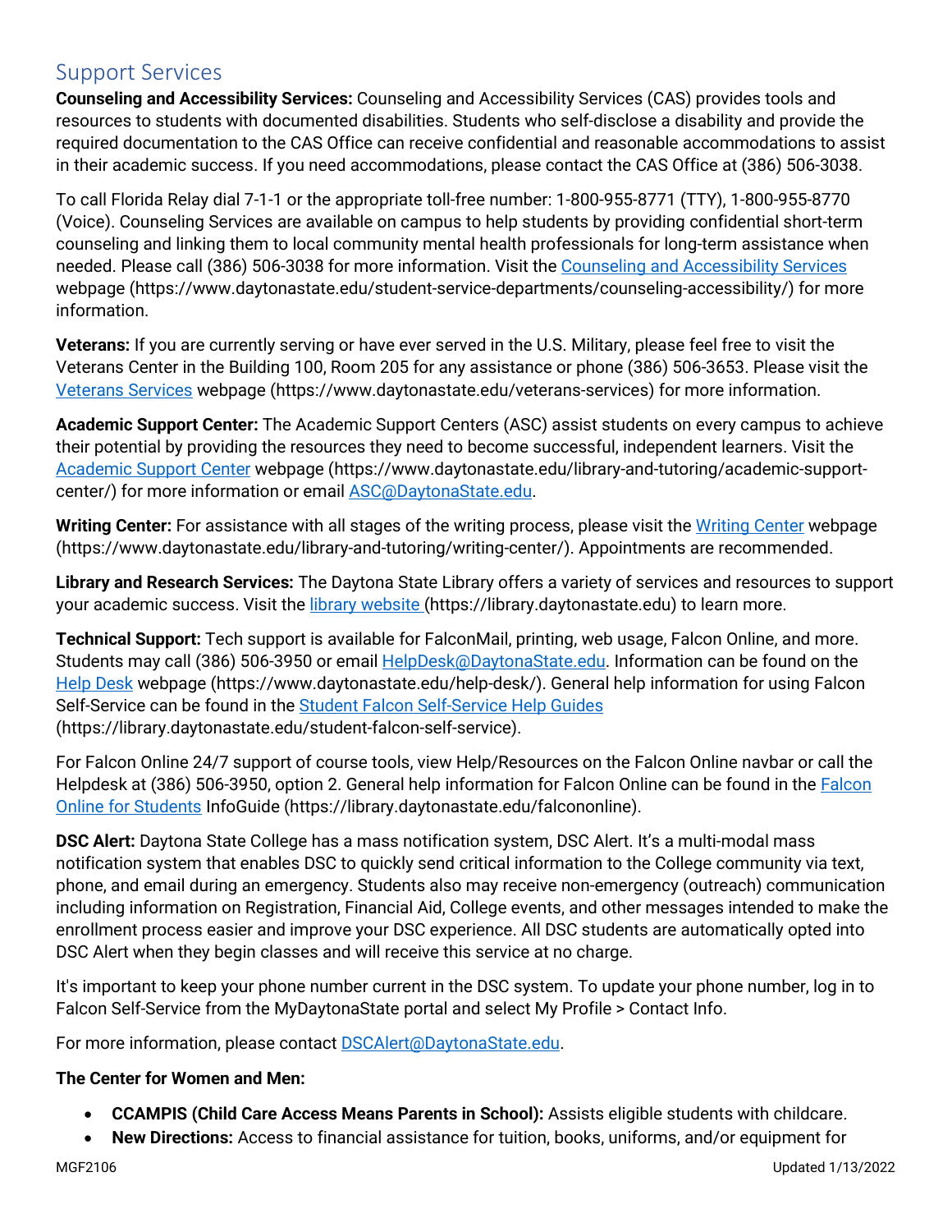## Support Services

**Counseling and Accessibility Services:** Counseling and Accessibility Services (CAS) provides tools and resources to students with documented disabilities. Students who self-disclose a disability and provide the required documentation to the CAS Office can receive confidential and reasonable accommodations to assist in their academic success. If you need accommodations, please contact the CAS Office at (386) 506-3038.

To call Florida Relay dial 7-1-1 or the appropriate toll-free number: 1-800-955-8771 (TTY), 1-800-955-8770 (Voice). Counseling Services are available on campus to help students by providing confidential short-term counseling and linking them to local community mental health professionals for long-term assistance when needed. Please call (386) 506-3038 for more information. Visit the [Counseling and Accessibility Services](https://www.daytonastate.edu/student-service-departments/counseling-accessibility/) webpage (https://www.daytonastate.edu/student-service-departments/counseling-accessibility/) for more information.

**Veterans:** If you are currently serving or have ever served in the U.S. Military, please feel free to visit the Veterans Center in the Building 100, Room 205 for any assistance or phone (386) 506-3653. Please visit the [Veterans Services](https://www.daytonastate.edu/veterans-services) webpage (https://www.daytonastate.edu/veterans-services) for more information.

**Academic Support Center:** The Academic Support Centers (ASC) assist students on every campus to achieve their potential by providing the resources they need to become successful, independent learners. Visit the [Academic Support Center](https://www.daytonastate.edu/library-and-tutoring/academic-support-center/) webpage (https://www.daytonastate.edu/library-and-tutoring/academic-support-center/) for more information or email [ASC@DaytonaState.edu](mailto:ASC@DaytonaState.edu).

**Writing Center:** For assistance with all stages of the writing process, please visit the [Writing Center](https://www.daytonastate.edu/library-and-tutoring/writing-center/) webpage (https://www.daytonastate.edu/library-and-tutoring/writing-center/). Appointments are recommended.

**Library and Research Services:** The Daytona State Library offers a variety of services and resources to support your academic success. Visit the [library website](https://library.daytonastate.edu) (https://library.daytonastate.edu) to learn more.

**Technical Support:** Tech support is available for FalconMail, printing, web usage, Falcon Online, and more. Students may call (386) 506-3950 or email [HelpDesk@DaytonaState.edu](mailto:HelpDesk@DaytonaState.edu). Information can be found on the [Help Desk](https://www.daytonastate.edu/help-desk/) webpage (https://www.daytonastate.edu/help-desk/). General help information for using Falcon Self-Service can be found in the [Student Falcon Self-Service Help Guides](https://library.daytonastate.edu/student-falcon-self-service) (https://library.daytonastate.edu/student-falcon-self-service).

For Falcon Online 24/7 support of course tools, view Help/Resources on the Falcon Online navbar or call the Helpdesk at (386) 506-3950, option 2. General help information for Falcon Online can be found in the [Falcon Online for Students](https://library.daytonastate.edu/falcononline) InfoGuide (https://library.daytonastate.edu/falcononline).

**DSC Alert:** Daytona State College has a mass notification system, DSC Alert. It's a multi-modal mass notification system that enables DSC to quickly send critical information to the College community via text, phone, and email during an emergency. Students also may receive non-emergency (outreach) communication including information on Registration, Financial Aid, College events, and other messages intended to make the enrollment process easier and improve your DSC experience. All DSC students are automatically opted into DSC Alert when they begin classes and will receive this service at no charge.

It's important to keep your phone number current in the DSC system. To update your phone number, log in to Falcon Self-Service from the MyDaytonaState portal and select My Profile > Contact Info.

For more information, please contact [DSCAlert@DaytonaState.edu](mailto:DSCAlert@DaytonaState.edu).

**The Center for Women and Men:**

- **CCAMPIS (Child Care Access Means Parents in School):** Assists eligible students with childcare.
- **New Directions:** Access to financial assistance for tuition, books, uniforms, and/or equipment for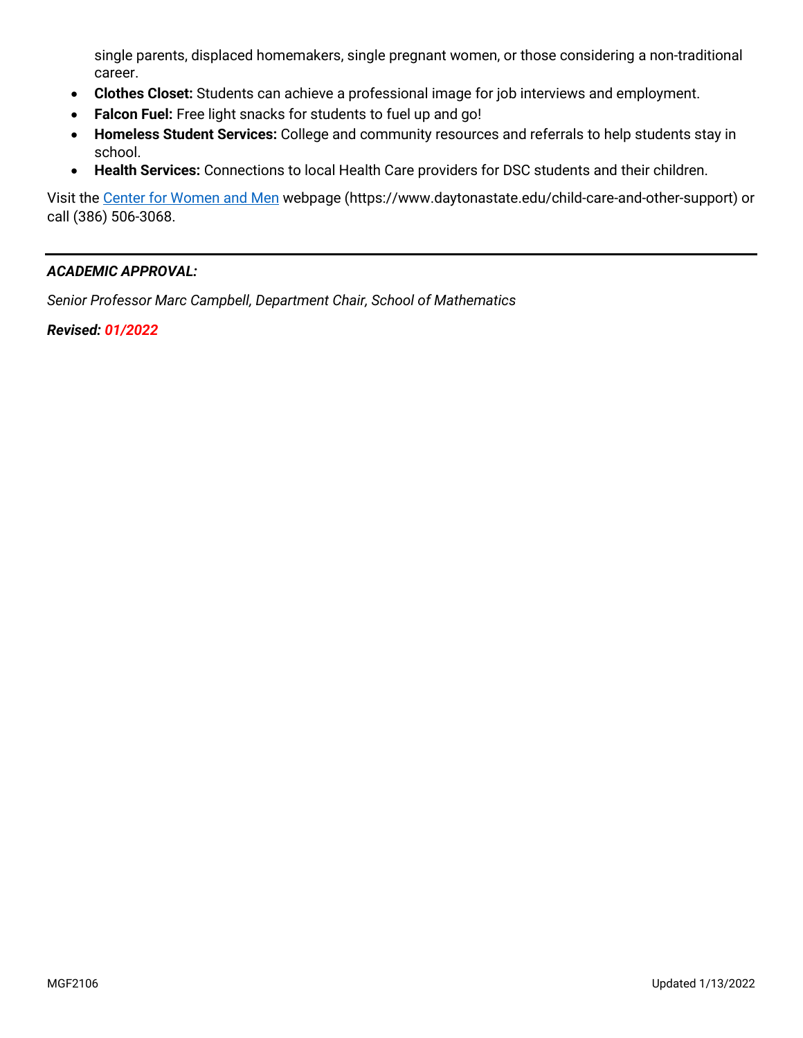single parents, displaced homemakers, single pregnant women, or those considering a non-traditional career.

- **Clothes Closet:** Students can achieve a professional image for job interviews and employment.
- **Falcon Fuel:** Free light snacks for students to fuel up and go!
- **Homeless Student Services:** College and community resources and referrals to help students stay in school.
- **Health Services:** Connections to local Health Care providers for DSC students and their children.

Visit the Center for Women and Men webpage (https://www.daytonastate.edu/child-care-and-other-support) or call (386) 506-3068.

---

***ACADEMIC APPROVAL:***

*Senior Professor Marc Campbell, Department Chair, School of Mathematics*

***Revised: 01/2022***